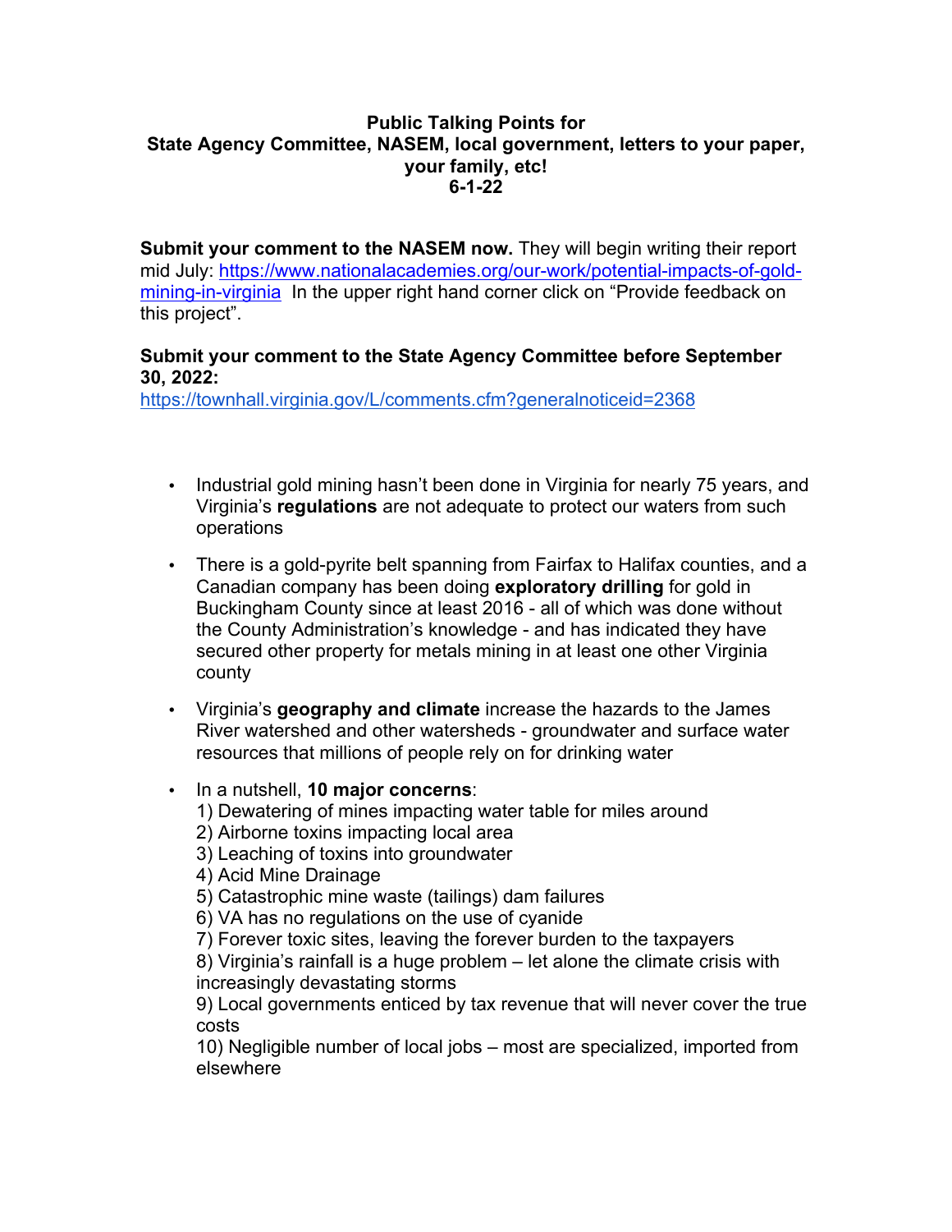**Public Talking Points for**
**State Agency Committee, NASEM, local government, letters to your paper, your family, etc!**
**6-1-22**

**Submit your comment to the NASEM now.** They will begin writing their report mid July: [https://www.nationalacademies.org/our-work/potential-impacts-of-gold-mining-in-virginia](https://www.nationalacademies.org/our-work/potential-impacts-of-gold-mining-in-virginia) In the upper right hand corner click on "Provide feedback on this project".

**Submit your comment to the State Agency Committee before September 30, 2022:**
[https://townhall.virginia.gov/L/comments.cfm?generalnoticeid=2368](https://townhall.virginia.gov/L/comments.cfm?generalnoticeid=2368)

- Industrial gold mining hasn't been done in Virginia for nearly 75 years, and Virginia's **regulations** are not adequate to protect our waters from such operations

- There is a gold-pyrite belt spanning from Fairfax to Halifax counties, and a Canadian company has been doing **exploratory drilling** for gold in Buckingham County since at least 2016 - all of which was done without the County Administration's knowledge - and has indicated they have secured other property for metals mining in at least one other Virginia county

- Virginia's **geography and climate** increase the hazards to the James River watershed and other watersheds - groundwater and surface water resources that millions of people rely on for drinking water

- In a nutshell, **10 major concerns**:
  1) Dewatering of mines impacting water table for miles around
  2) Airborne toxins impacting local area
  3) Leaching of toxins into groundwater
  4) Acid Mine Drainage
  5) Catastrophic mine waste (tailings) dam failures
  6) VA has no regulations on the use of cyanide
  7) Forever toxic sites, leaving the forever burden to the taxpayers
  8) Virginia's rainfall is a huge problem – let alone the climate crisis with increasingly devastating storms
  9) Local governments enticed by tax revenue that will never cover the true costs
  10) Negligible number of local jobs – most are specialized, imported from elsewhere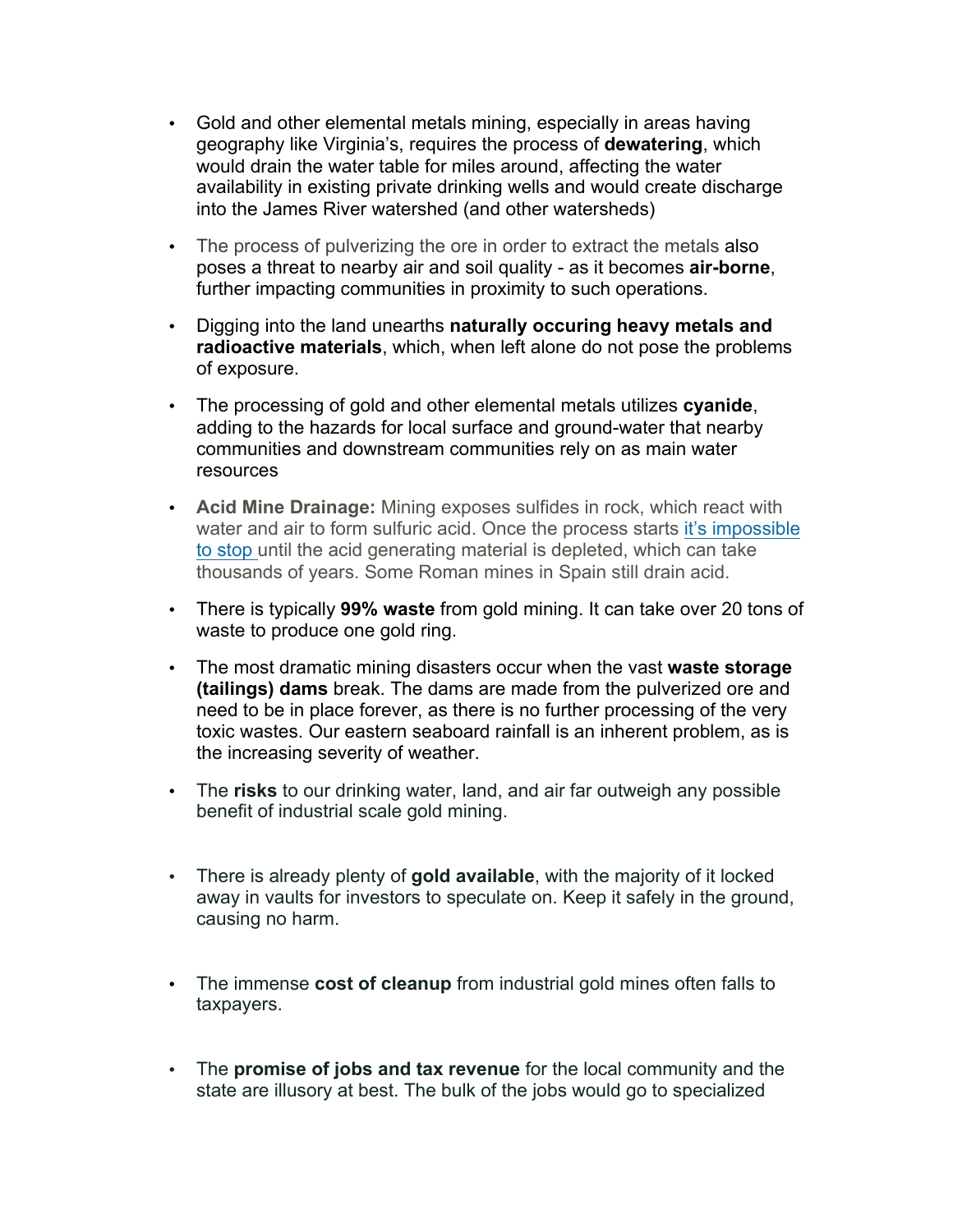- Gold and other elemental metals mining, especially in areas having geography like Virginia's, requires the process of **dewatering**, which would drain the water table for miles around, affecting the water availability in existing private drinking wells and would create discharge into the James River watershed (and other watersheds)

- The process of pulverizing the ore in order to extract the metals also poses a threat to nearby air and soil quality - as it becomes **air-borne**, further impacting communities in proximity to such operations.

- Digging into the land unearths **naturally occuring heavy metals and radioactive materials**, which, when left alone do not pose the problems of exposure.

- The processing of gold and other elemental metals utilizes **cyanide**, adding to the hazards for local surface and ground-water that nearby communities and downstream communities rely on as main water resources

- **Acid Mine Drainage:** Mining exposes sulfides in rock, which react with water and air to form sulfuric acid. Once the process starts it's impossible to stop until the acid generating material is depleted, which can take thousands of years. Some Roman mines in Spain still drain acid.

- There is typically **99% waste** from gold mining. It can take over 20 tons of waste to produce one gold ring.

- The most dramatic mining disasters occur when the vast **waste storage (tailings) dams** break. The dams are made from the pulverized ore and need to be in place forever, as there is no further processing of the very toxic wastes. Our eastern seaboard rainfall is an inherent problem, as is the increasing severity of weather.

- The **risks** to our drinking water, land, and air far outweigh any possible benefit of industrial scale gold mining.

- There is already plenty of **gold available**, with the majority of it locked away in vaults for investors to speculate on. Keep it safely in the ground, causing no harm.

- The immense **cost of cleanup** from industrial gold mines often falls to taxpayers.

- The **promise of jobs and tax revenue** for the local community and the state are illusory at best. The bulk of the jobs would go to specialized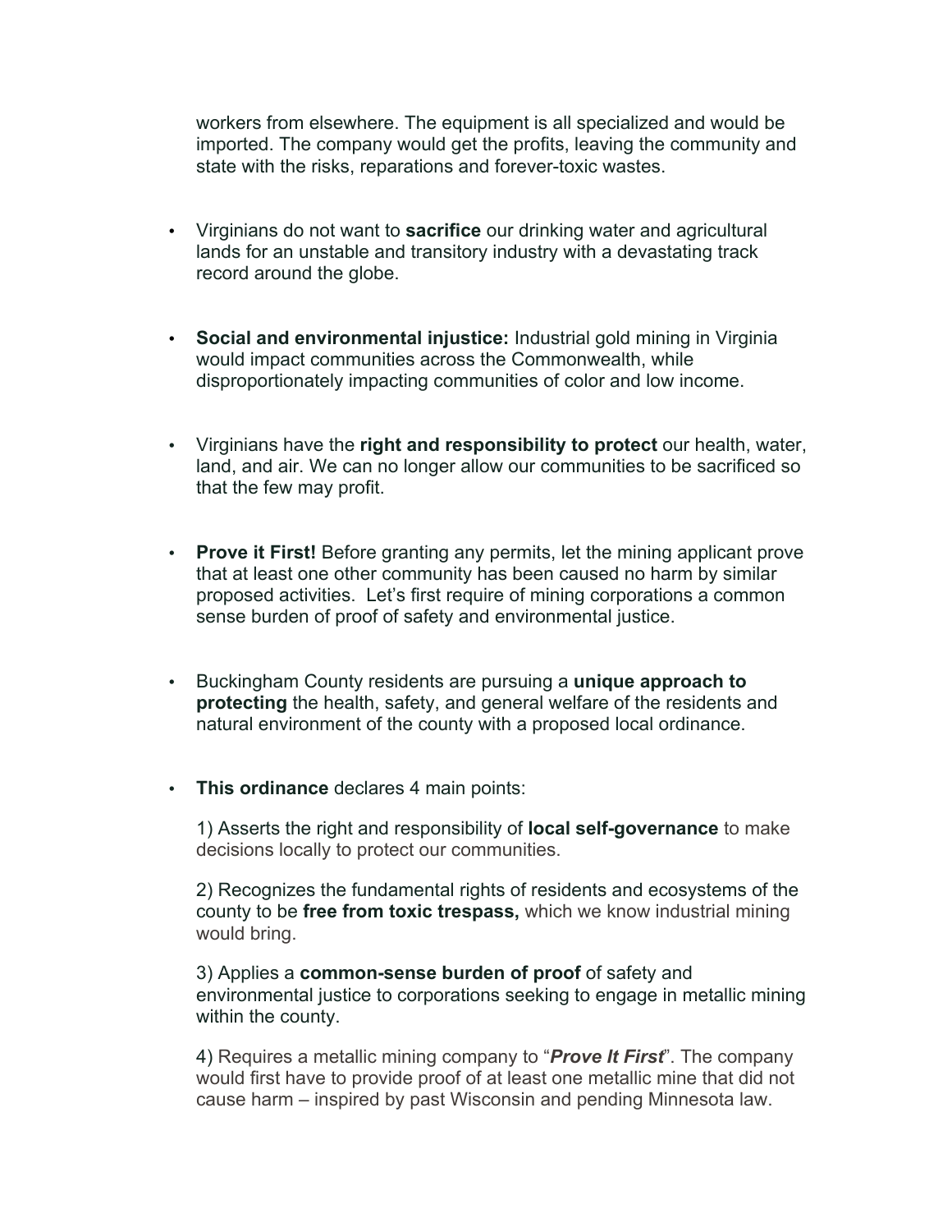workers from elsewhere. The equipment is all specialized and would be imported. The company would get the profits, leaving the community and state with the risks, reparations and forever-toxic wastes.

- Virginians do not want to **sacrifice** our drinking water and agricultural lands for an unstable and transitory industry with a devastating track record around the globe.

- **Social and environmental injustice:** Industrial gold mining in Virginia would impact communities across the Commonwealth, while disproportionately impacting communities of color and low income.

- Virginians have the **right and responsibility to protect** our health, water, land, and air. We can no longer allow our communities to be sacrificed so that the few may profit.

- **Prove it First!** Before granting any permits, let the mining applicant prove that at least one other community has been caused no harm by similar proposed activities. Let's first require of mining corporations a common sense burden of proof of safety and environmental justice.

- Buckingham County residents are pursuing a **unique approach to protecting** the health, safety, and general welfare of the residents and natural environment of the county with a proposed local ordinance.

- **This ordinance** declares 4 main points:

  1) Asserts the right and responsibility of **local self-governance** to make decisions locally to protect our communities.

  2) Recognizes the fundamental rights of residents and ecosystems of the county to be **free from toxic trespass,** which we know industrial mining would bring.

  3) Applies a **common-sense burden of proof** of safety and environmental justice to corporations seeking to engage in metallic mining within the county.

  4) Requires a metallic mining company to "***Prove It First***". The company would first have to provide proof of at least one metallic mine that did not cause harm – inspired by past Wisconsin and pending Minnesota law.